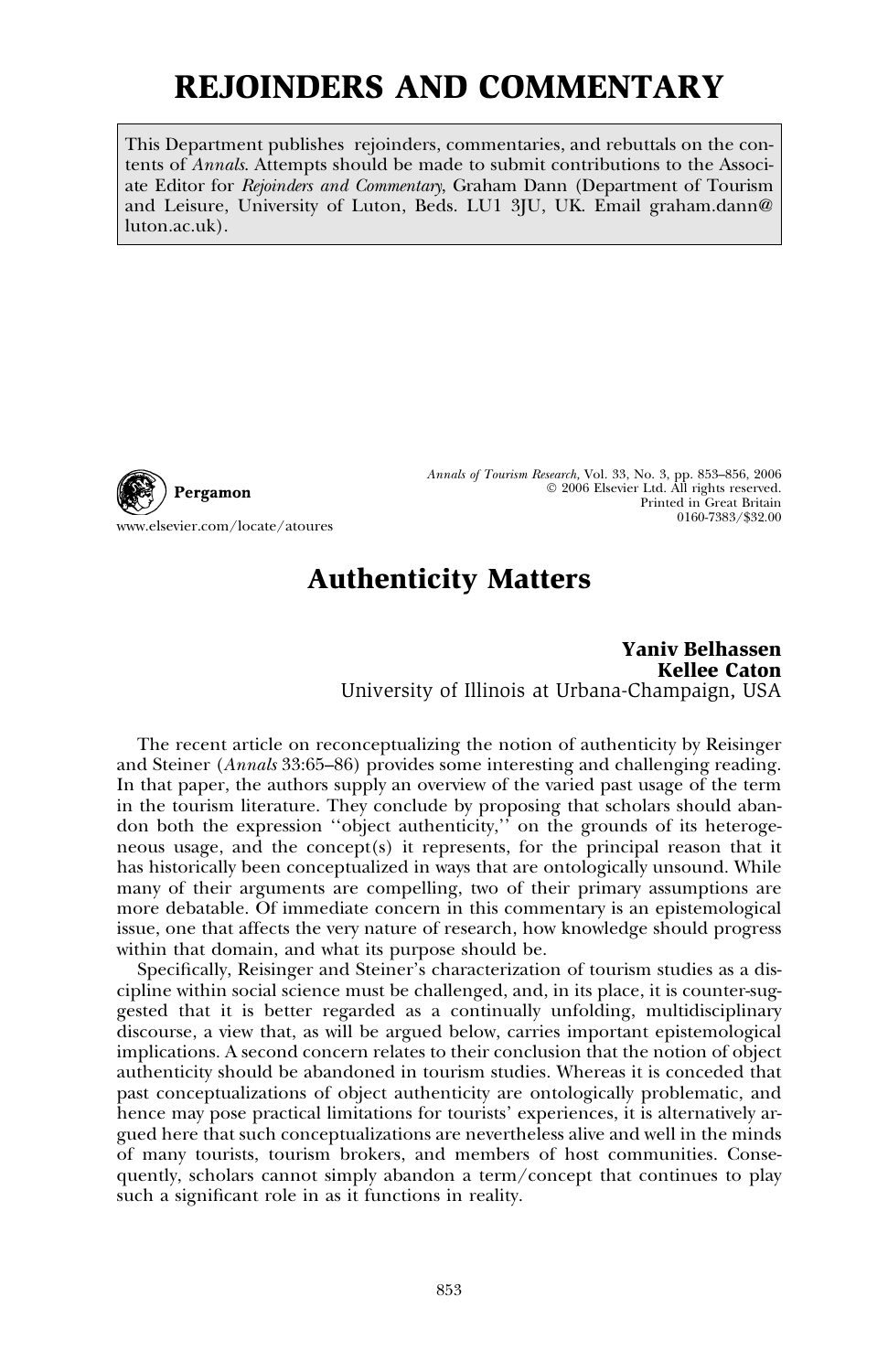# REJOINDERS AND COMMENTARY

This Department publishes rejoinders, commentaries, and rebuttals on the contents of *Annals*. Attempts should be made to submit contributions to the Associate Editor for *Rejoinders and Commentary*, Graham Dann (Department of Tourism and Leisure, University of Luton, Beds. LU1 3JU, UK. Email graham.dann@luton.ac.uk).

## Authenticity Matters

**Yaniv Belhassen**
**Kellee Caton**
University of Illinois at Urbana-Champaign, USA

The recent article on reconceptualizing the notion of authenticity by Reisinger and Steiner (*Annals* 33:65–86) provides some interesting and challenging reading. In that paper, the authors supply an overview of the varied past usage of the term in the tourism literature. They conclude by proposing that scholars should abandon both the expression ''object authenticity,'' on the grounds of its heterogeneous usage, and the concept(s) it represents, for the principal reason that it has historically been conceptualized in ways that are ontologically unsound. While many of their arguments are compelling, two of their primary assumptions are more debatable. Of immediate concern in this commentary is an epistemological issue, one that affects the very nature of research, how knowledge should progress within that domain, and what its purpose should be.

Specifically, Reisinger and Steiner's characterization of tourism studies as a discipline within social science must be challenged, and, in its place, it is counter-suggested that it is better regarded as a continually unfolding, multidisciplinary discourse, a view that, as will be argued below, carries important epistemological implications. A second concern relates to their conclusion that the notion of object authenticity should be abandoned in tourism studies. Whereas it is conceded that past conceptualizations of object authenticity are ontologically problematic, and hence may pose practical limitations for tourists' experiences, it is alternatively argued here that such conceptualizations are nevertheless alive and well in the minds of many tourists, tourism brokers, and members of host communities. Consequently, scholars cannot simply abandon a term/concept that continues to play such a significant role in as it functions in reality.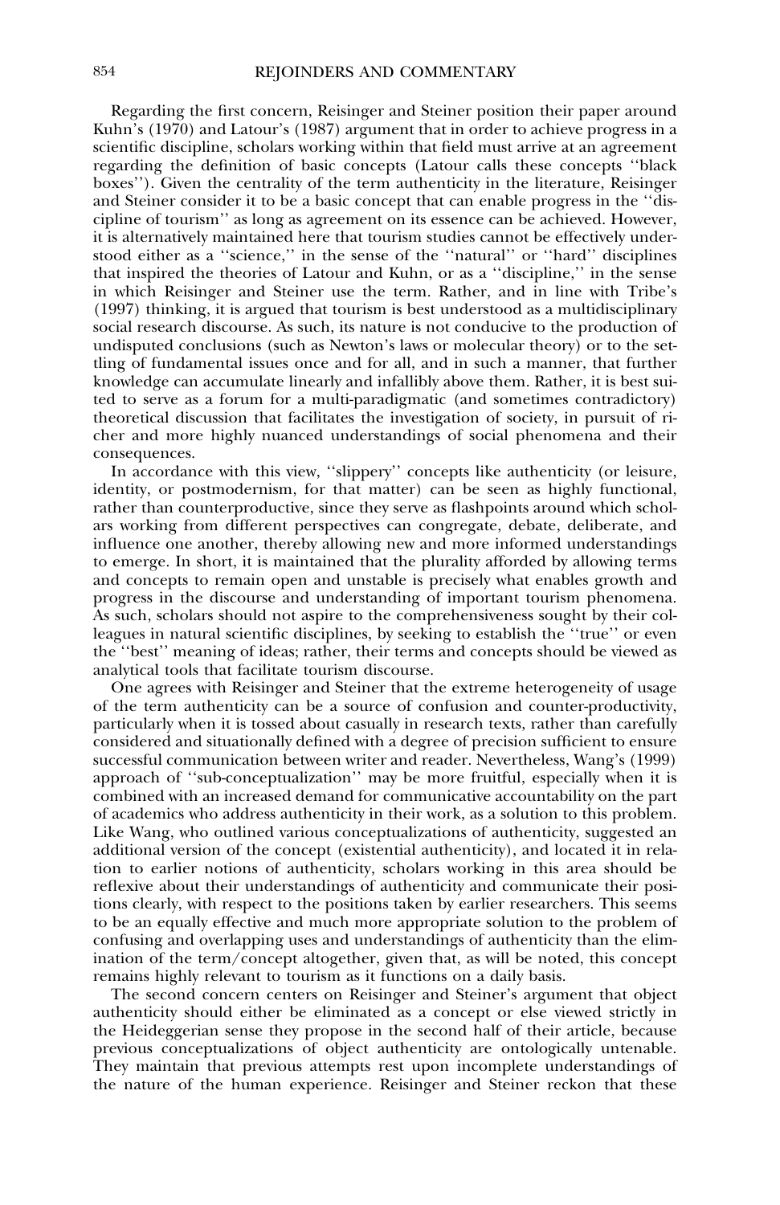Regarding the first concern, Reisinger and Steiner position their paper around Kuhn's (1970) and Latour's (1987) argument that in order to achieve progress in a scientific discipline, scholars working within that field must arrive at an agreement regarding the definition of basic concepts (Latour calls these concepts ''black boxes''). Given the centrality of the term authenticity in the literature, Reisinger and Steiner consider it to be a basic concept that can enable progress in the ''discipline of tourism'' as long as agreement on its essence can be achieved. However, it is alternatively maintained here that tourism studies cannot be effectively understood either as a ''science,'' in the sense of the ''natural'' or ''hard'' disciplines that inspired the theories of Latour and Kuhn, or as a ''discipline,'' in the sense in which Reisinger and Steiner use the term. Rather, and in line with Tribe's (1997) thinking, it is argued that tourism is best understood as a multidisciplinary social research discourse. As such, its nature is not conducive to the production of undisputed conclusions (such as Newton's laws or molecular theory) or to the settling of fundamental issues once and for all, and in such a manner, that further knowledge can accumulate linearly and infallibly above them. Rather, it is best suited to serve as a forum for a multi-paradigmatic (and sometimes contradictory) theoretical discussion that facilitates the investigation of society, in pursuit of richer and more highly nuanced understandings of social phenomena and their consequences.

In accordance with this view, ''slippery'' concepts like authenticity (or leisure, identity, or postmodernism, for that matter) can be seen as highly functional, rather than counterproductive, since they serve as flashpoints around which scholars working from different perspectives can congregate, debate, deliberate, and influence one another, thereby allowing new and more informed understandings to emerge. In short, it is maintained that the plurality afforded by allowing terms and concepts to remain open and unstable is precisely what enables growth and progress in the discourse and understanding of important tourism phenomena. As such, scholars should not aspire to the comprehensiveness sought by their colleagues in natural scientific disciplines, by seeking to establish the ''true'' or even the ''best'' meaning of ideas; rather, their terms and concepts should be viewed as analytical tools that facilitate tourism discourse.

One agrees with Reisinger and Steiner that the extreme heterogeneity of usage of the term authenticity can be a source of confusion and counter-productivity, particularly when it is tossed about casually in research texts, rather than carefully considered and situationally defined with a degree of precision sufficient to ensure successful communication between writer and reader. Nevertheless, Wang's (1999) approach of ''sub-conceptualization'' may be more fruitful, especially when it is combined with an increased demand for communicative accountability on the part of academics who address authenticity in their work, as a solution to this problem. Like Wang, who outlined various conceptualizations of authenticity, suggested an additional version of the concept (existential authenticity), and located it in relation to earlier notions of authenticity, scholars working in this area should be reflexive about their understandings of authenticity and communicate their positions clearly, with respect to the positions taken by earlier researchers. This seems to be an equally effective and much more appropriate solution to the problem of confusing and overlapping uses and understandings of authenticity than the elimination of the term/concept altogether, given that, as will be noted, this concept remains highly relevant to tourism as it functions on a daily basis.

The second concern centers on Reisinger and Steiner's argument that object authenticity should either be eliminated as a concept or else viewed strictly in the Heideggerian sense they propose in the second half of their article, because previous conceptualizations of object authenticity are ontologically untenable. They maintain that previous attempts rest upon incomplete understandings of the nature of the human experience. Reisinger and Steiner reckon that these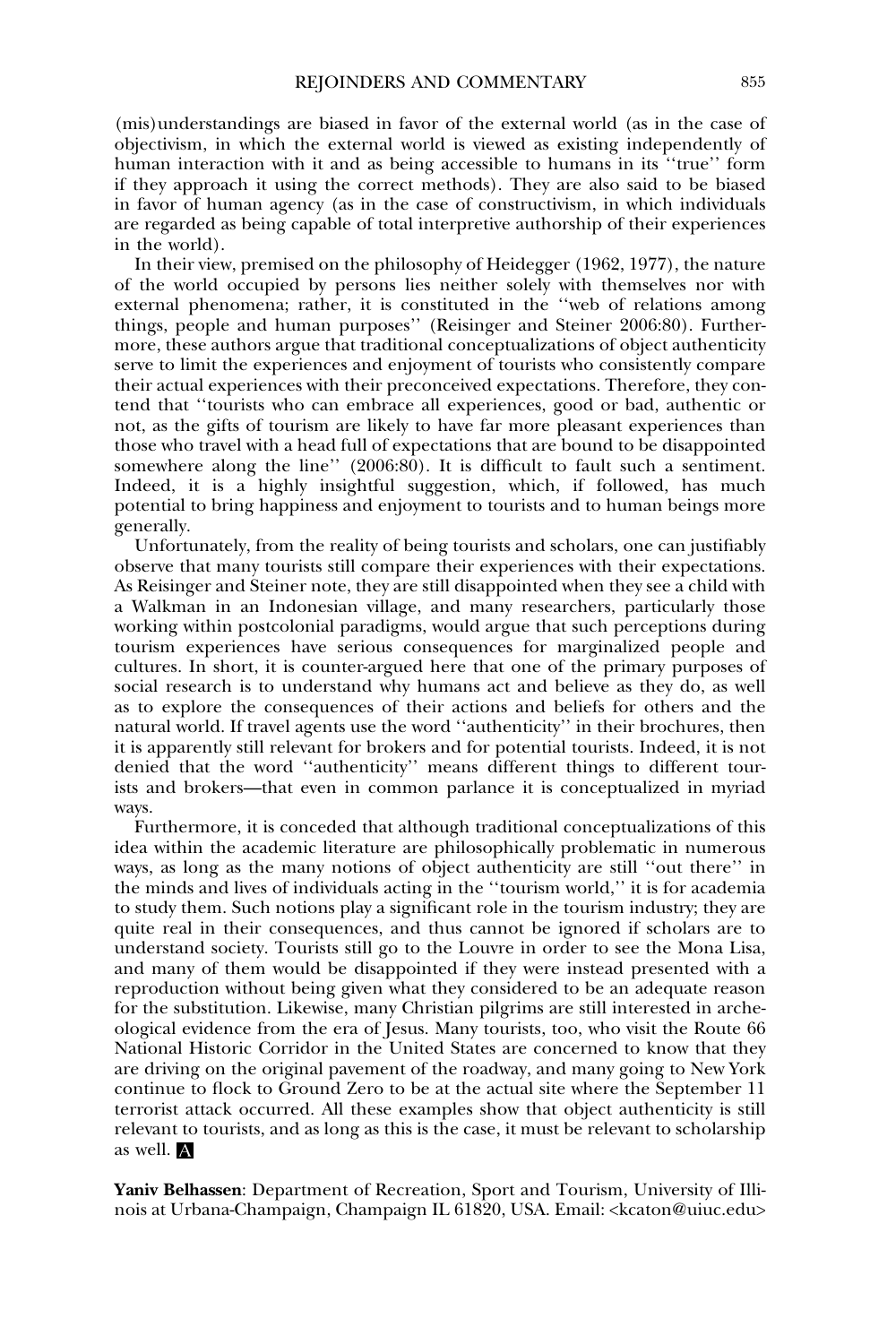(mis)understandings are biased in favor of the external world (as in the case of objectivism, in which the external world is viewed as existing independently of human interaction with it and as being accessible to humans in its ''true'' form if they approach it using the correct methods). They are also said to be biased in favor of human agency (as in the case of constructivism, in which individuals are regarded as being capable of total interpretive authorship of their experiences in the world).

In their view, premised on the philosophy of Heidegger (1962, 1977), the nature of the world occupied by persons lies neither solely with themselves nor with external phenomena; rather, it is constituted in the ''web of relations among things, people and human purposes'' (Reisinger and Steiner 2006:80). Furthermore, these authors argue that traditional conceptualizations of object authenticity serve to limit the experiences and enjoyment of tourists who consistently compare their actual experiences with their preconceived expectations. Therefore, they contend that ''tourists who can embrace all experiences, good or bad, authentic or not, as the gifts of tourism are likely to have far more pleasant experiences than those who travel with a head full of expectations that are bound to be disappointed somewhere along the line'' (2006:80). It is difficult to fault such a sentiment. Indeed, it is a highly insightful suggestion, which, if followed, has much potential to bring happiness and enjoyment to tourists and to human beings more generally.

Unfortunately, from the reality of being tourists and scholars, one can justifiably observe that many tourists still compare their experiences with their expectations. As Reisinger and Steiner note, they are still disappointed when they see a child with a Walkman in an Indonesian village, and many researchers, particularly those working within postcolonial paradigms, would argue that such perceptions during tourism experiences have serious consequences for marginalized people and cultures. In short, it is counter-argued here that one of the primary purposes of social research is to understand why humans act and believe as they do, as well as to explore the consequences of their actions and beliefs for others and the natural world. If travel agents use the word ''authenticity'' in their brochures, then it is apparently still relevant for brokers and for potential tourists. Indeed, it is not denied that the word ''authenticity'' means different things to different tourists and brokers—that even in common parlance it is conceptualized in myriad ways.

Furthermore, it is conceded that although traditional conceptualizations of this idea within the academic literature are philosophically problematic in numerous ways, as long as the many notions of object authenticity are still ''out there'' in the minds and lives of individuals acting in the ''tourism world,'' it is for academia to study them. Such notions play a significant role in the tourism industry; they are quite real in their consequences, and thus cannot be ignored if scholars are to understand society. Tourists still go to the Louvre in order to see the Mona Lisa, and many of them would be disappointed if they were instead presented with a reproduction without being given what they considered to be an adequate reason for the substitution. Likewise, many Christian pilgrims are still interested in archeological evidence from the era of Jesus. Many tourists, too, who visit the Route 66 National Historic Corridor in the United States are concerned to know that they are driving on the original pavement of the roadway, and many going to New York continue to flock to Ground Zero to be at the actual site where the September 11 terrorist attack occurred. All these examples show that object authenticity is still relevant to tourists, and as long as this is the case, it must be relevant to scholarship as well. A

**Yaniv Belhassen**: Department of Recreation, Sport and Tourism, University of Illinois at Urbana-Champaign, Champaign IL 61820, USA. Email: <kcaton@uiuc.edu>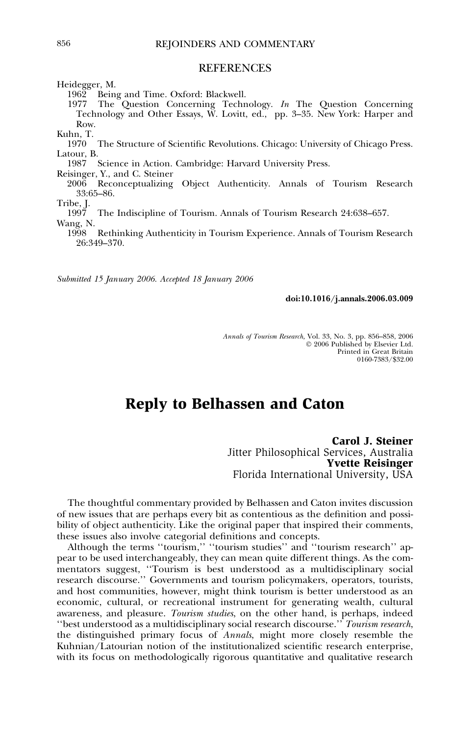## REFERENCES

Heidegger, M.

1962 Being and Time. Oxford: Blackwell.

1977 The Question Concerning Technology. *In* The Question Concerning Technology and Other Essays, W. Lovitt, ed., pp. 3–35. New York: Harper and Row.

Kuhn, T.

1970 The Structure of Scientific Revolutions. Chicago: University of Chicago Press.

Latour, B.

1987 Science in Action. Cambridge: Harvard University Press.

Reisinger, Y., and C. Steiner

2006 Reconceptualizing Object Authenticity. Annals of Tourism Research 33:65–86.

Tribe, J.

1997 The Indiscipline of Tourism. Annals of Tourism Research 24:638–657.

Wang, N.

1998 Rethinking Authenticity in Tourism Experience. Annals of Tourism Research 26:349–370.

*Submitted 15 January 2006. Accepted 18 January 2006*

**doi:10.1016/j.annals.2006.03.009**

*Annals of Tourism Research*, Vol. 33, No. 3, pp. 856–858, 2006
© 2006 Published by Elsevier Ltd.
Printed in Great Britain
0160-7383/$32.00

# Reply to Belhassen and Caton

**Carol J. Steiner**
Jitter Philosophical Services, Australia
**Yvette Reisinger**
Florida International University, USA

The thoughtful commentary provided by Belhassen and Caton invites discussion of new issues that are perhaps every bit as contentious as the definition and possibility of object authenticity. Like the original paper that inspired their comments, these issues also involve categorial definitions and concepts.

Although the terms ''tourism,'' ''tourism studies'' and ''tourism research'' appear to be used interchangeably, they can mean quite different things. As the commentators suggest, ''Tourism is best understood as a multidisciplinary social research discourse.'' Governments and tourism policymakers, operators, tourists, and host communities, however, might think tourism is better understood as an economic, cultural, or recreational instrument for generating wealth, cultural awareness, and pleasure. *Tourism studies*, on the other hand, is perhaps, indeed ''best understood as a multidisciplinary social research discourse.'' *Tourism research*, the distinguished primary focus of *Annals*, might more closely resemble the Kuhnian/Latourian notion of the institutionalized scientific research enterprise, with its focus on methodologically rigorous quantitative and qualitative research